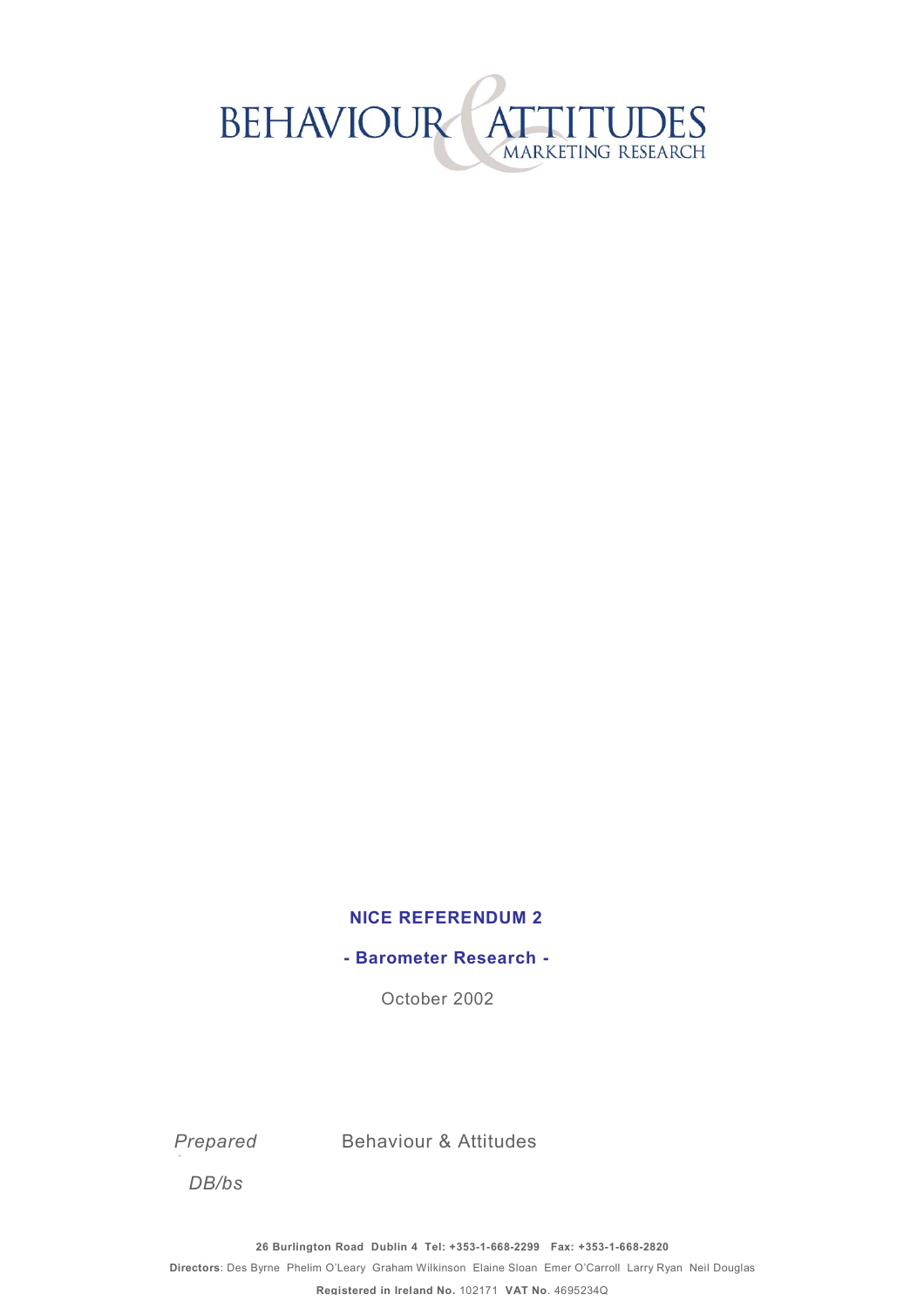BEHAVIOUR & ATTITUDES
MARKETING RESEARCH

# NICE REFERENDUM 2

## - Barometer Research -

October 2002

*Prepared* Behaviour & Attitudes

*DB/bs*

**26 Burlington Road Dublin 4 Tel: +353-1-668-2299 Fax: +353-1-668-2820**

**Directors**: Des Byrne Phelim O'Leary Graham Wilkinson Elaine Sloan Emer O'Carroll Larry Ryan Neil Douglas

**Registered in Ireland No.** 102171 **VAT No**. 4695234Q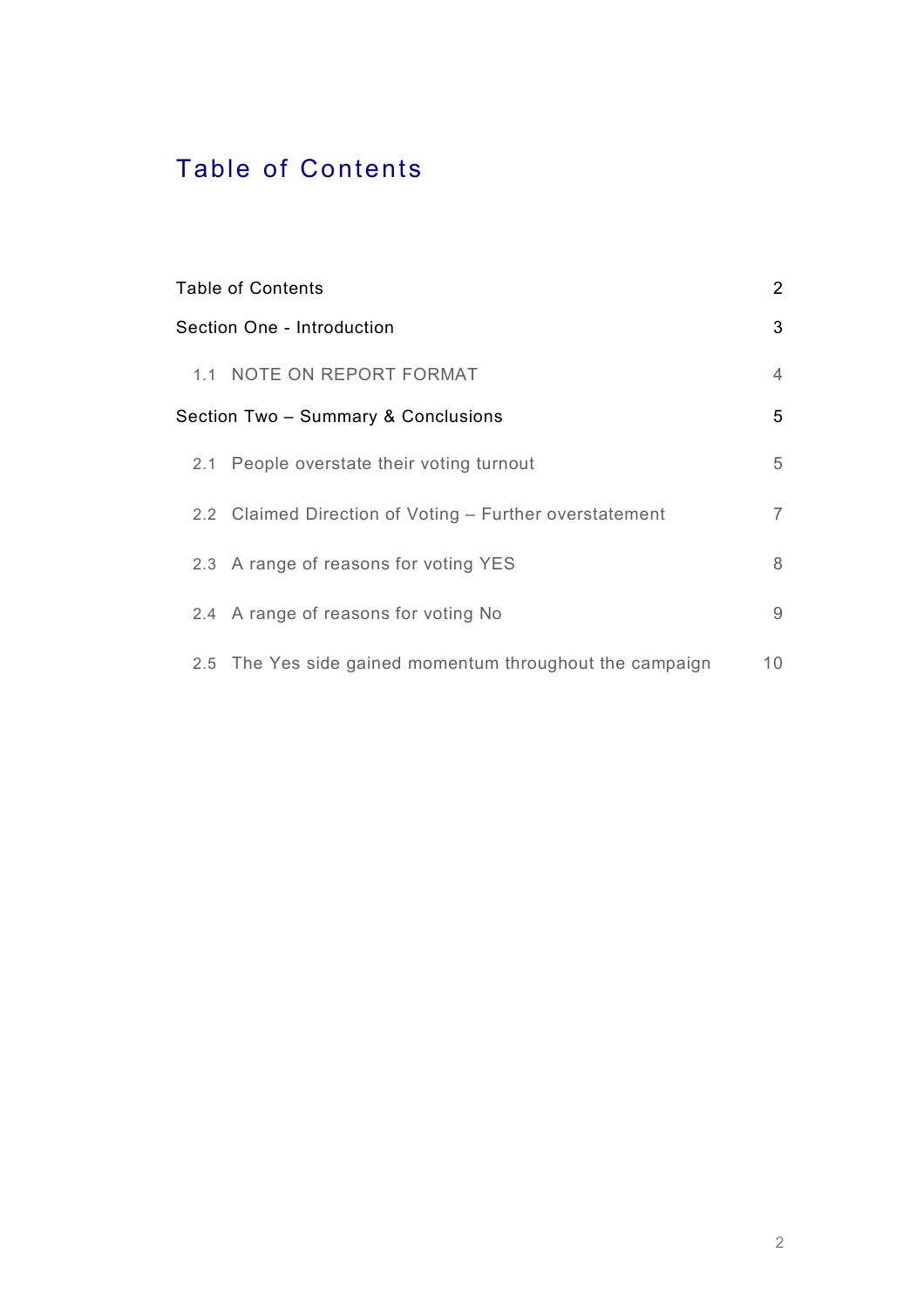# Table of Contents

| | |
|---|---|
| Table of Contents | 2 |
| Section One - Introduction | 3 |
| 1.1 NOTE ON REPORT FORMAT | 4 |
| Section Two – Summary & Conclusions | 5 |
| 2.1 People overstate their voting turnout | 5 |
| 2.2 Claimed Direction of Voting – Further overstatement | 7 |
| 2.3 A range of reasons for voting YES | 8 |
| 2.4 A range of reasons for voting No | 9 |
| 2.5 The Yes side gained momentum throughout the campaign | 10 |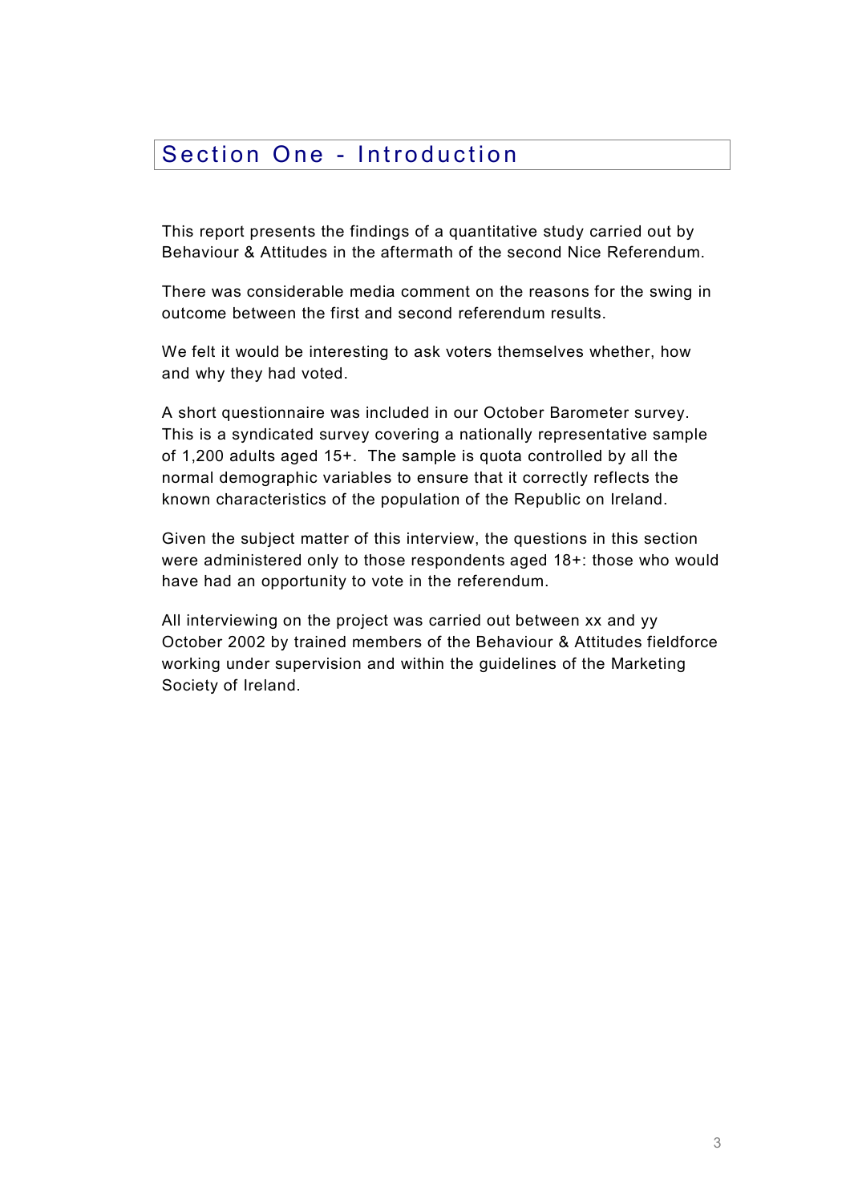# Section One - Introduction

This report presents the findings of a quantitative study carried out by Behaviour & Attitudes in the aftermath of the second Nice Referendum.

There was considerable media comment on the reasons for the swing in outcome between the first and second referendum results.

We felt it would be interesting to ask voters themselves whether, how and why they had voted.

A short questionnaire was included in our October Barometer survey. This is a syndicated survey covering a nationally representative sample of 1,200 adults aged 15+. The sample is quota controlled by all the normal demographic variables to ensure that it correctly reflects the known characteristics of the population of the Republic on Ireland.

Given the subject matter of this interview, the questions in this section were administered only to those respondents aged 18+: those who would have had an opportunity to vote in the referendum.

All interviewing on the project was carried out between xx and yy October 2002 by trained members of the Behaviour & Attitudes fieldforce working under supervision and within the guidelines of the Marketing Society of Ireland.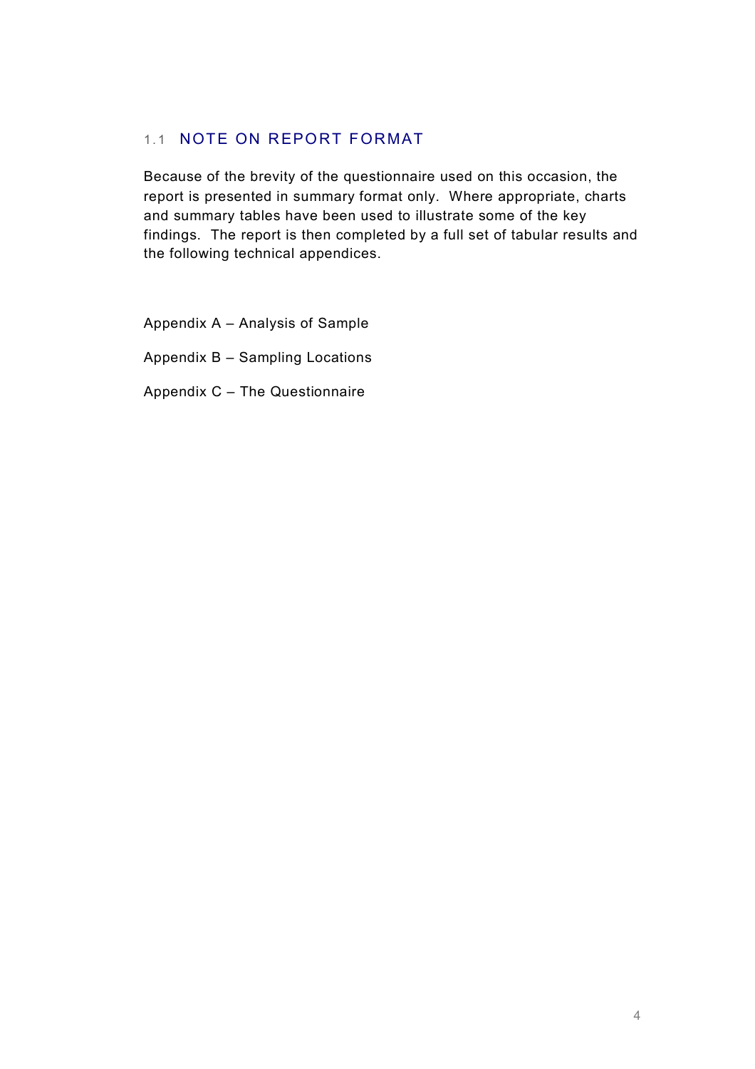## 1.1 NOTE ON REPORT FORMAT

Because of the brevity of the questionnaire used on this occasion, the report is presented in summary format only. Where appropriate, charts and summary tables have been used to illustrate some of the key findings. The report is then completed by a full set of tabular results and the following technical appendices.

Appendix A – Analysis of Sample

Appendix B – Sampling Locations

Appendix C – The Questionnaire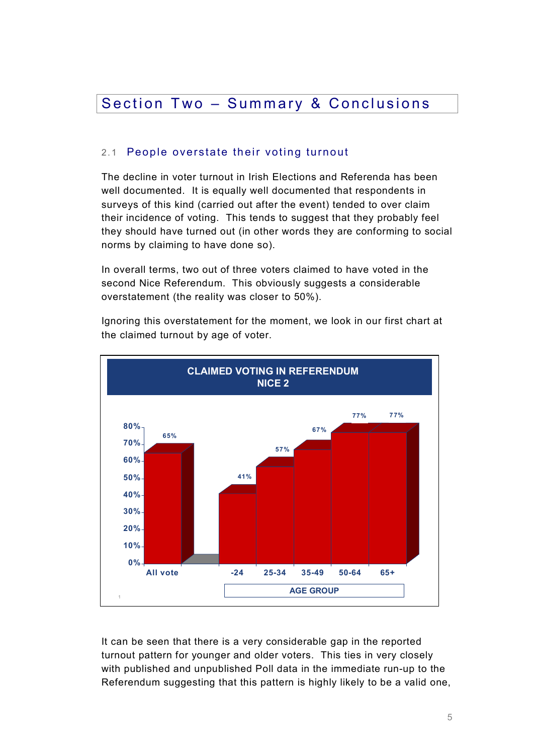# Section Two – Summary & Conclusions

## 2.1 People overstate their voting turnout

The decline in voter turnout in Irish Elections and Referenda has been well documented. It is equally well documented that respondents in surveys of this kind (carried out after the event) tended to over claim their incidence of voting. This tends to suggest that they probably feel they should have turned out (in other words they are conforming to social norms by claiming to have done so).

In overall terms, two out of three voters claimed to have voted in the second Nice Referendum. This obviously suggests a considerable overstatement (the reality was closer to 50%).

Ignoring this overstatement for the moment, we look in our first chart at the claimed turnout by age of voter.

**CLAIMED VOTING IN REFERENDUM NICE 2**

| | All vote | -24 | 25-34 | 35-49 | 50-64 | 65+ |
|---|---|---|---|---|---|---|
| Claimed voting | 65% | 41% | 57% | 67% | 77% | 77% |

AGE GROUP

It can be seen that there is a very considerable gap in the reported turnout pattern for younger and older voters. This ties in very closely with published and unpublished Poll data in the immediate run-up to the Referendum suggesting that this pattern is highly likely to be a valid one,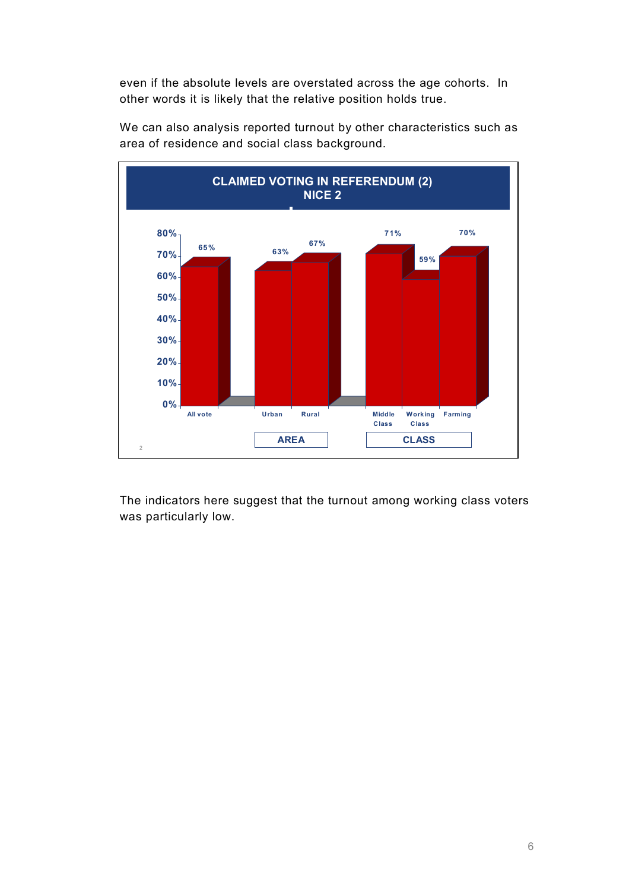even if the absolute levels are overstated across the age cohorts. In other words it is likely that the relative position holds true.

We can also analysis reported turnout by other characteristics such as area of residence and social class background.

**CLAIMED VOTING IN REFERENDUM (2)**
**NICE 2**

| | All vote | Urban | Rural | Middle Class | Working Class | Farming |
|---|---|---|---|---|---|---|
| | | AREA | | CLASS | | |
| Claimed voting | 65% | 63% | 67% | 71% | 59% | 70% |

The indicators here suggest that the turnout among working class voters was particularly low.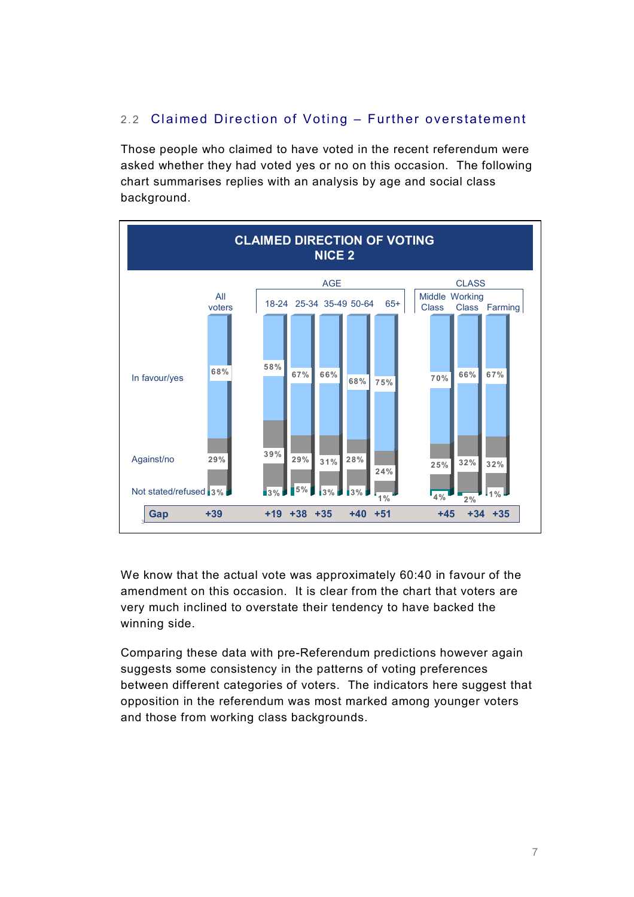## 2.2 Claimed Direction of Voting – Further overstatement

Those people who claimed to have voted in the recent referendum were asked whether they had voted yes or no on this occasion. The following chart summarises replies with an analysis by age and social class background.

**CLAIMED DIRECTION OF VOTING NICE 2**

| | All voters | 18-24 | 25-34 | 35-49 | 50-64 | 65+ | Middle Class | Working Class | Farming |
|---|---|---|---|---|---|---|---|---|---|
| In favour/yes | 68% | 58% | 67% | 66% | 68% | 75% | 70% | 66% | 67% |
| Against/no | 29% | 39% | 29% | 31% | 28% | 24% | 25% | 32% | 32% |
| Not stated/refused | 3% | 3% | 5% | 3% | 3% | 1% | 4% | 2% | 1% |
| **Gap** | +39 | +19 | +38 | +35 | +40 | +51 | +45 | +34 | +35 |

We know that the actual vote was approximately 60:40 in favour of the amendment on this occasion. It is clear from the chart that voters are very much inclined to overstate their tendency to have backed the winning side.

Comparing these data with pre-Referendum predictions however again suggests some consistency in the patterns of voting preferences between different categories of voters. The indicators here suggest that opposition in the referendum was most marked among younger voters and those from working class backgrounds.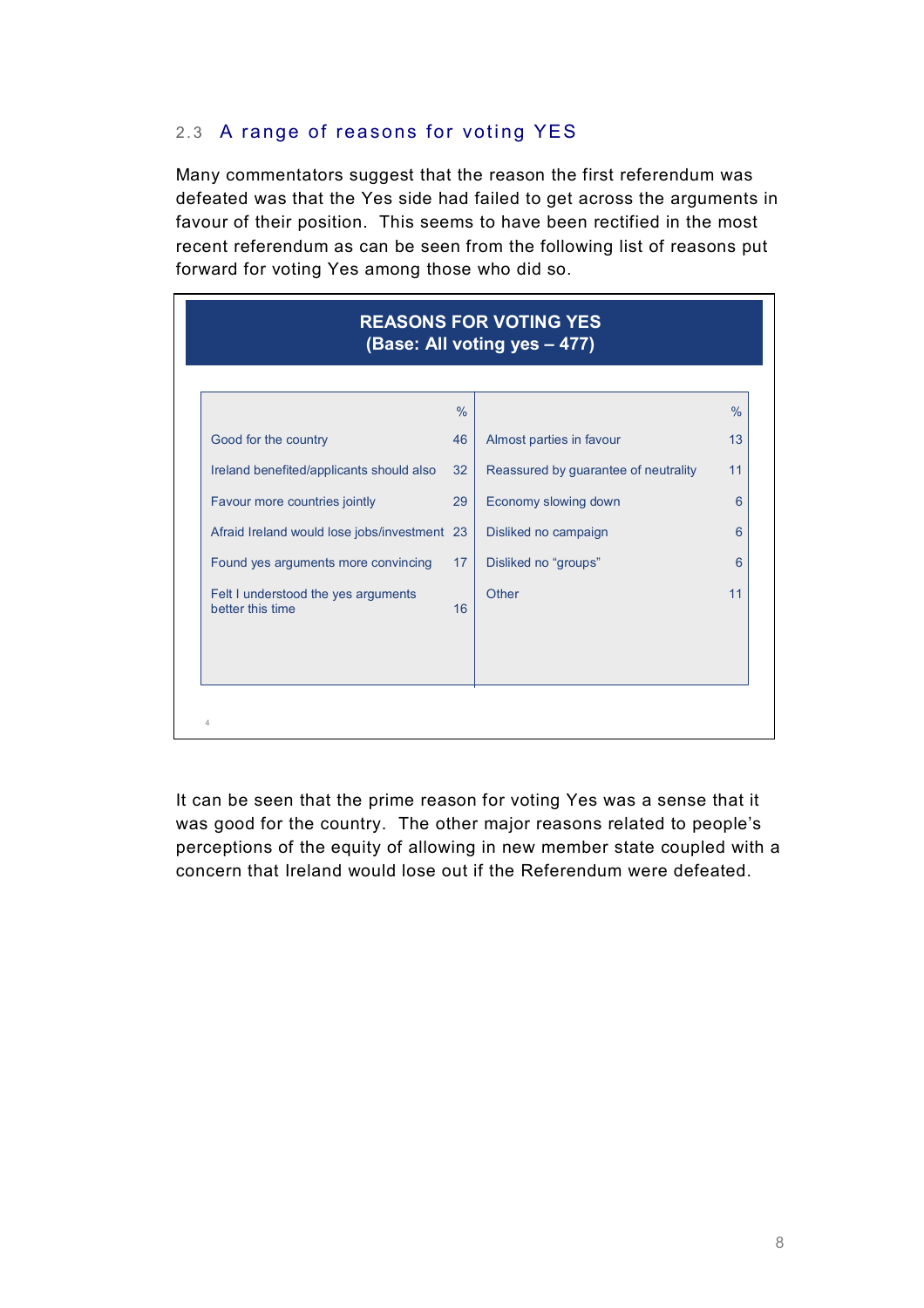### 2.3 A range of reasons for voting YES

Many commentators suggest that the reason the first referendum was defeated was that the Yes side had failed to get across the arguments in favour of their position. This seems to have been rectified in the most recent referendum as can be seen from the following list of reasons put forward for voting Yes among those who did so.

**REASONS FOR VOTING YES**
**(Base: All voting yes – 477)**

| | % | | % |
|---|---|---|---|
| Good for the country | 46 | Almost parties in favour | 13 |
| Ireland benefited/applicants should also | 32 | Reassured by guarantee of neutrality | 11 |
| Favour more countries jointly | 29 | Economy slowing down | 6 |
| Afraid Ireland would lose jobs/investment | 23 | Disliked no campaign | 6 |
| Found yes arguments more convincing | 17 | Disliked no “groups” | 6 |
| Felt I understood the yes arguments better this time | 16 | Other | 11 |

4

It can be seen that the prime reason for voting Yes was a sense that it was good for the country. The other major reasons related to people’s perceptions of the equity of allowing in new member state coupled with a concern that Ireland would lose out if the Referendum were defeated.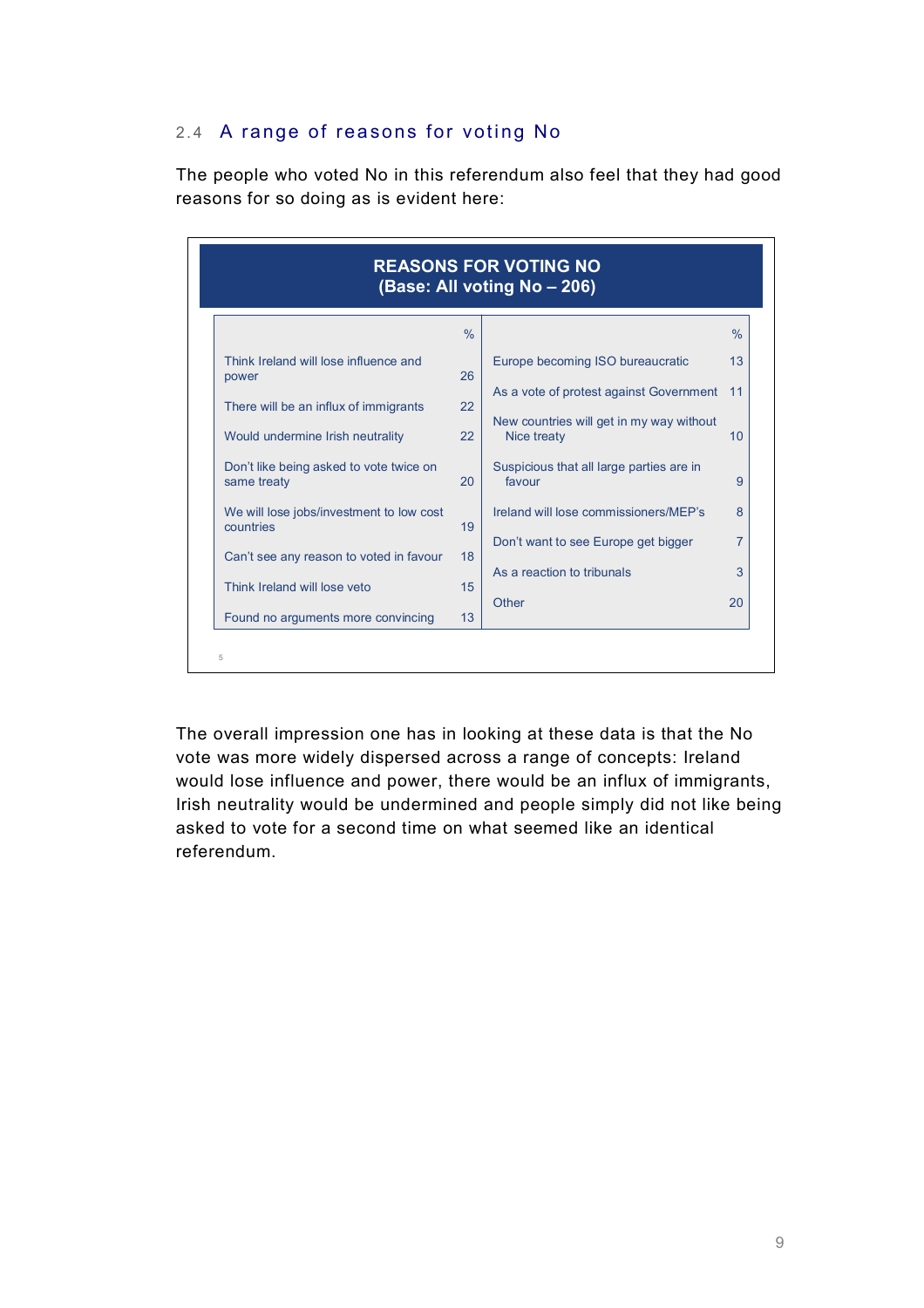### 2.4 A range of reasons for voting No

The people who voted No in this referendum also feel that they had good reasons for so doing as is evident here:

**REASONS FOR VOTING NO**
**(Base: All voting No – 206)**

| | % | | % |
|---|---|---|---|
| Think Ireland will lose influence and power | 26 | Europe becoming ISO bureaucratic | 13 |
| There will be an influx of immigrants | 22 | As a vote of protest against Government | 11 |
| Would undermine Irish neutrality | 22 | New countries will get in my way without Nice treaty | 10 |
| Don't like being asked to vote twice on same treaty | 20 | Suspicious that all large parties are in favour | 9 |
| We will lose jobs/investment to low cost countries | 19 | Ireland will lose commissioners/MEP's | 8 |
| Can't see any reason to voted in favour | 18 | Don't want to see Europe get bigger | 7 |
| Think Ireland will lose veto | 15 | As a reaction to tribunals | 3 |
| Found no arguments more convincing | 13 | Other | 20 |

5

The overall impression one has in looking at these data is that the No vote was more widely dispersed across a range of concepts: Ireland would lose influence and power, there would be an influx of immigrants, Irish neutrality would be undermined and people simply did not like being asked to vote for a second time on what seemed like an identical referendum.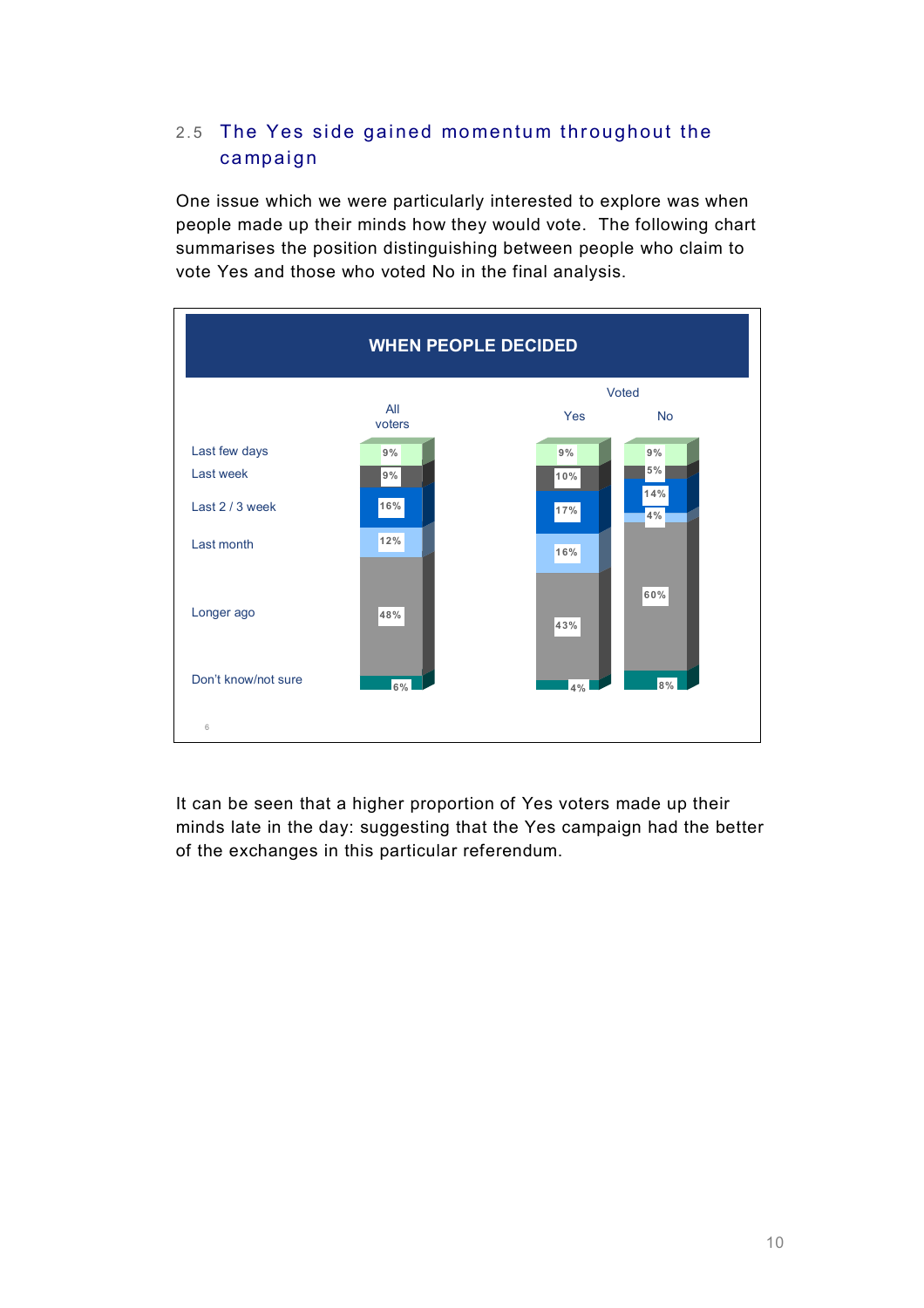## 2.5 The Yes side gained momentum throughout the campaign

One issue which we were particularly interested to explore was when people made up their minds how they would vote. The following chart summarises the position distinguishing between people who claim to vote Yes and those who voted No in the final analysis.

**WHEN PEOPLE DECIDED**

| | All voters | Voted Yes | Voted No |
|---|---|---|---|
| Last few days | 9% | 9% | 9% |
| Last week | 9% | 10% | 5% |
| Last 2 / 3 week | 16% | 17% | 14% |
| Last month | 12% | 16% | 4% |
| Longer ago | 48% | 43% | 60% |
| Don't know/not sure | 6% | 4% | 8% |

6

It can be seen that a higher proportion of Yes voters made up their minds late in the day: suggesting that the Yes campaign had the better of the exchanges in this particular referendum.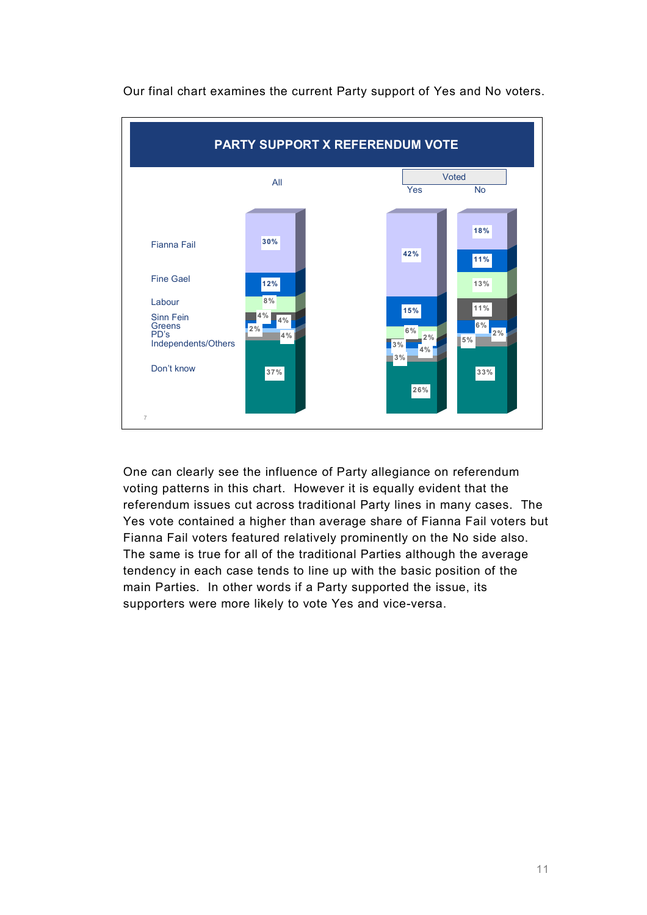Our final chart examines the current Party support of Yes and No voters.

PARTY SUPPORT X REFERENDUM VOTE

All

Voted

Yes

No

Fianna Fail

Fine Gael

Labour

Sinn Fein

Greens

PD's

Independents/Others

Don't know

30%

12%

8%

4%

4%

2%

4%

37%

42%

15%

6%

2%

3%

4%

3%

26%

18%

11%

13%

11%

6%

2%

5%

33%

7

One can clearly see the influence of Party allegiance on referendum voting patterns in this chart. However it is equally evident that the referendum issues cut across traditional Party lines in many cases. The Yes vote contained a higher than average share of Fianna Fail voters but Fianna Fail voters featured relatively prominently on the No side also. The same is true for all of the traditional Parties although the average tendency in each case tends to line up with the basic position of the main Parties. In other words if a Party supported the issue, its supporters were more likely to vote Yes and vice-versa.